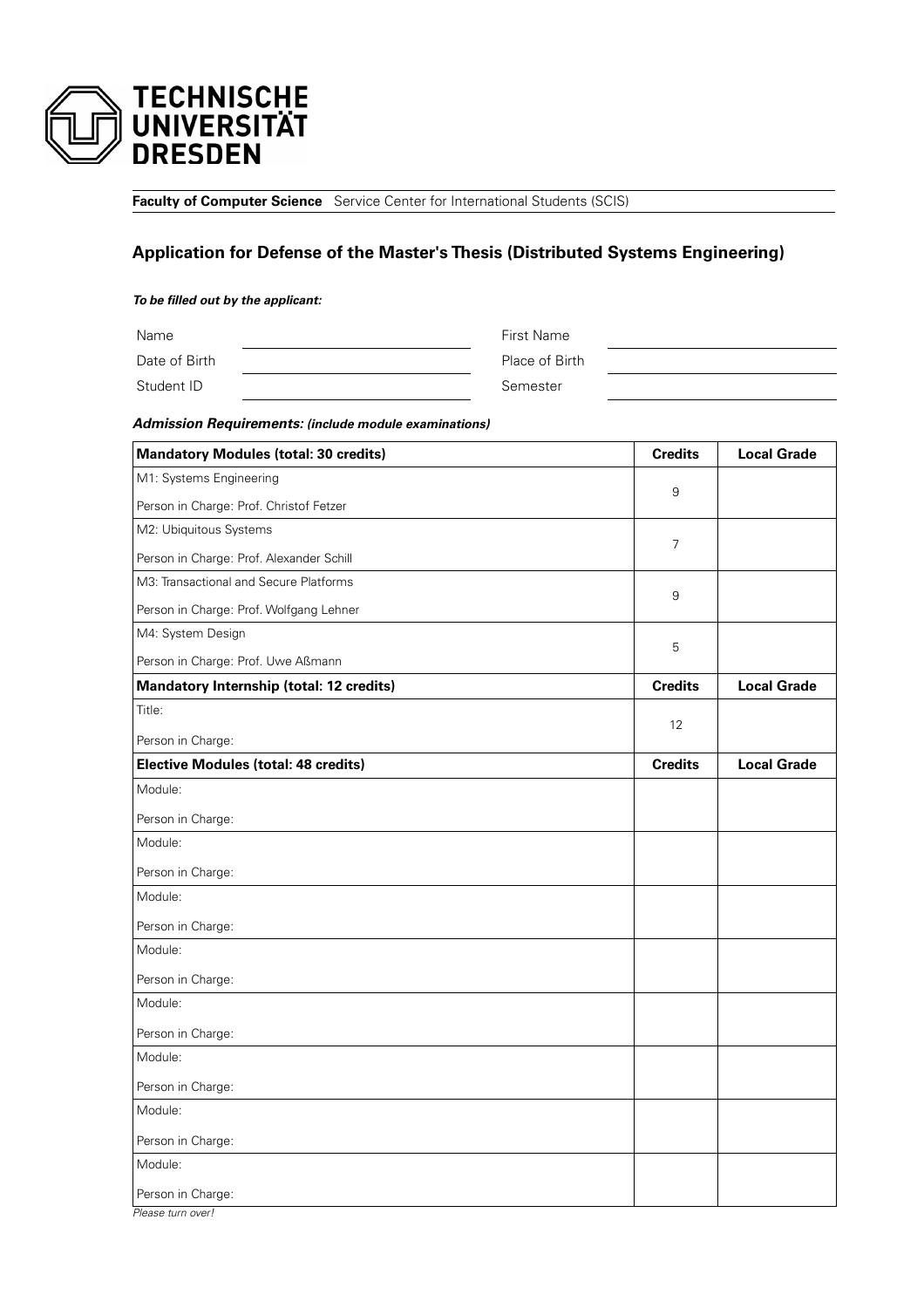TECHNISCHE UNIVERSITÄT DRESDEN

**Faculty of Computer Science** Service Center for International Students (SCIS)

## Application for Defense of the Master's Thesis (Distributed Systems Engineering)

***To be filled out by the applicant:***

| | | | |
|---|---|---|---|
| Name | | First Name | |
| Date of Birth | | Place of Birth | |
| Student ID | | Semester | |

***Admission Requirements:*** ***(include module examinations)***

| **Mandatory Modules (total: 30 credits)** | **Credits** | **Local Grade** |
|---|---|---|
| M1: Systems Engineering<br>Person in Charge: Prof. Christof Fetzer | 9 | |
| M2: Ubiquitous Systems<br>Person in Charge: Prof. Alexander Schill | 7 | |
| M3: Transactional and Secure Platforms<br>Person in Charge: Prof. Wolfgang Lehner | 9 | |
| M4: System Design<br>Person in Charge: Prof. Uwe Aßmann | 5 | |
| **Mandatory Internship (total: 12 credits)** | **Credits** | **Local Grade** |
| Title:<br>Person in Charge: | 12 | |
| **Elective Modules (total: 48 credits)** | **Credits** | **Local Grade** |
| Module:<br>Person in Charge: | | |
| Module:<br>Person in Charge: | | |
| Module:<br>Person in Charge: | | |
| Module:<br>Person in Charge: | | |
| Module:<br>Person in Charge: | | |
| Module:<br>Person in Charge: | | |
| Module:<br>Person in Charge: | | |
| Module:<br>Person in Charge: | | |

*Please turn over!*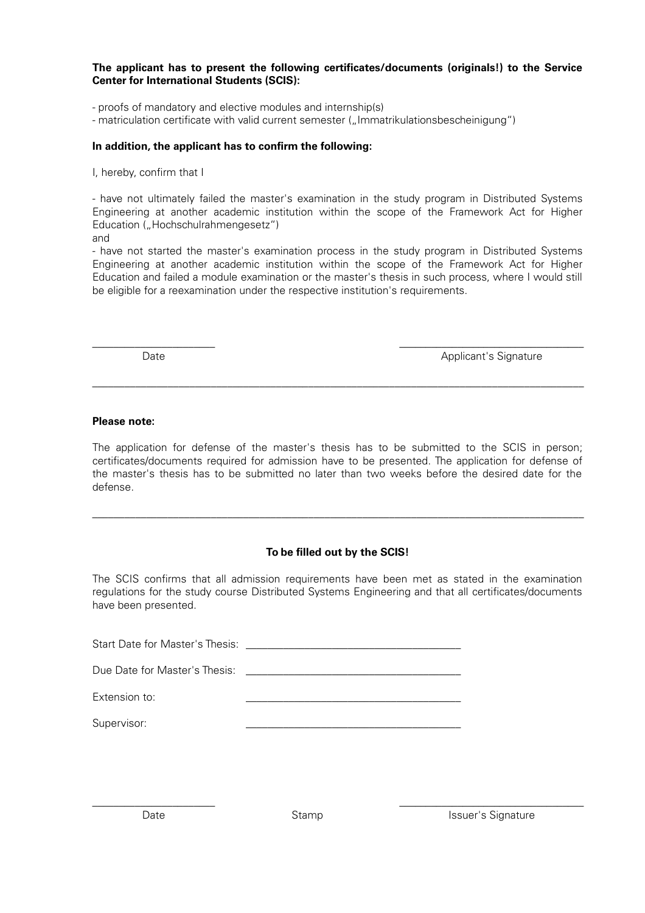**The applicant has to present the following certificates/documents (originals!) to the Service Center for International Students (SCIS):**

- proofs of mandatory and elective modules and internship(s)
- matriculation certificate with valid current semester („Immatrikulationsbescheinigung“)

**In addition, the applicant has to confirm the following:**

I, hereby, confirm that I

- have not ultimately failed the master's examination in the study program in Distributed Systems Engineering at another academic institution within the scope of the Framework Act for Higher Education („Hochschulrahmengesetz“)

and

- have not started the master's examination process in the study program in Distributed Systems Engineering at another academic institution within the scope of the Framework Act for Higher Education and failed a module examination or the master's thesis in such process, where I would still be eligible for a reexamination under the respective institution's requirements.

______________________ ______________________

Date Applicant's Signature

---

**Please note:**

The application for defense of the master's thesis has to be submitted to the SCIS in person; certificates/documents required for admission have to be presented. The application for defense of the master's thesis has to be submitted no later than two weeks before the desired date for the defense.

---

**To be filled out by the SCIS!**

The SCIS confirms that all admission requirements have been met as stated in the examination regulations for the study course Distributed Systems Engineering and that all certificates/documents have been presented.

Start Date for Master's Thesis: ______________________

Due Date for Master's Thesis: ______________________

Extension to: ______________________

Supervisor: ______________________

______________________ ______________________

Date Stamp Issuer's Signature